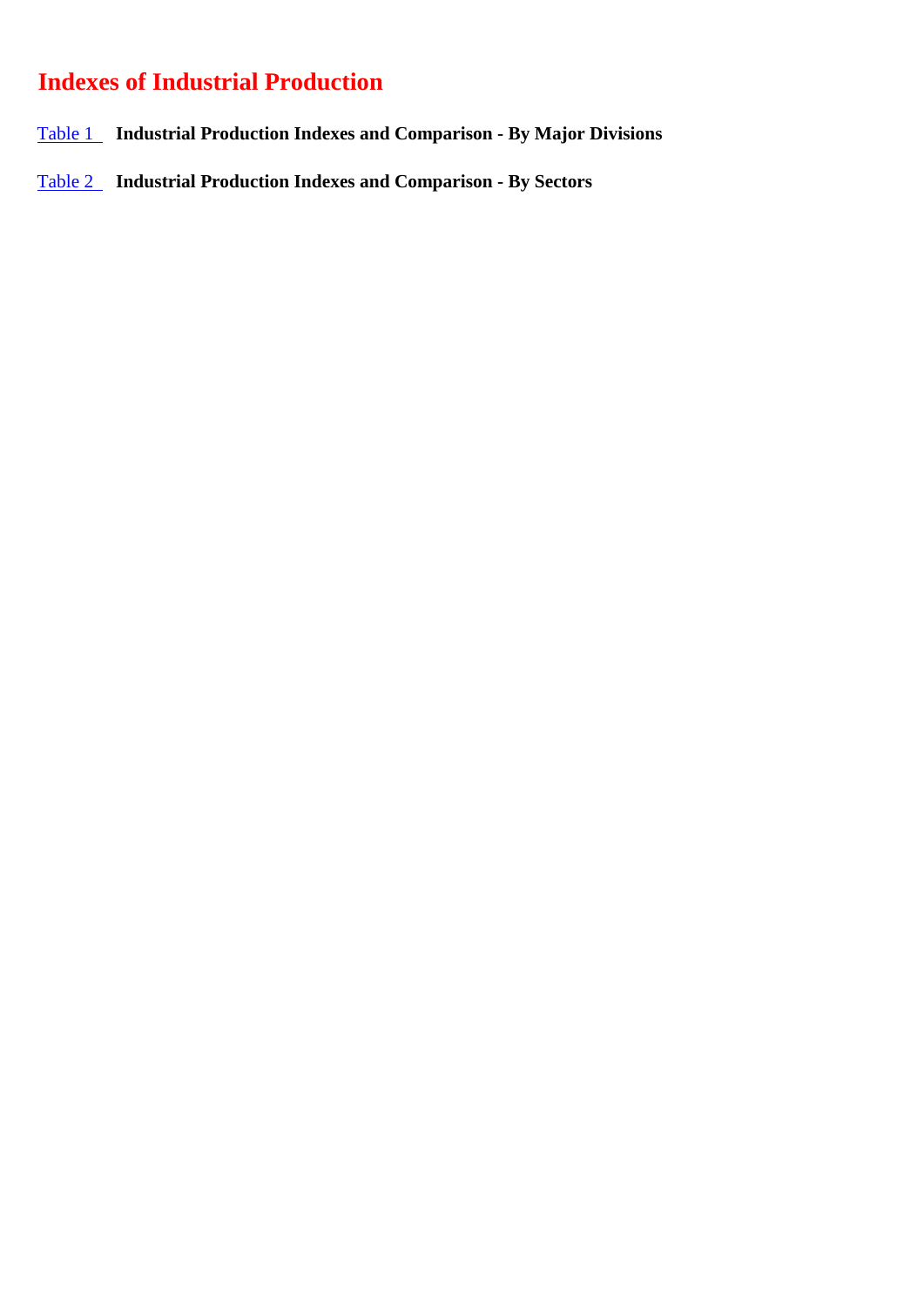# Indexes of Industrial Production

Table 1 **Industrial Production Indexes and Comparison - By Major Divisions**

Table 2 **Industrial Production Indexes and Comparison - By Sectors**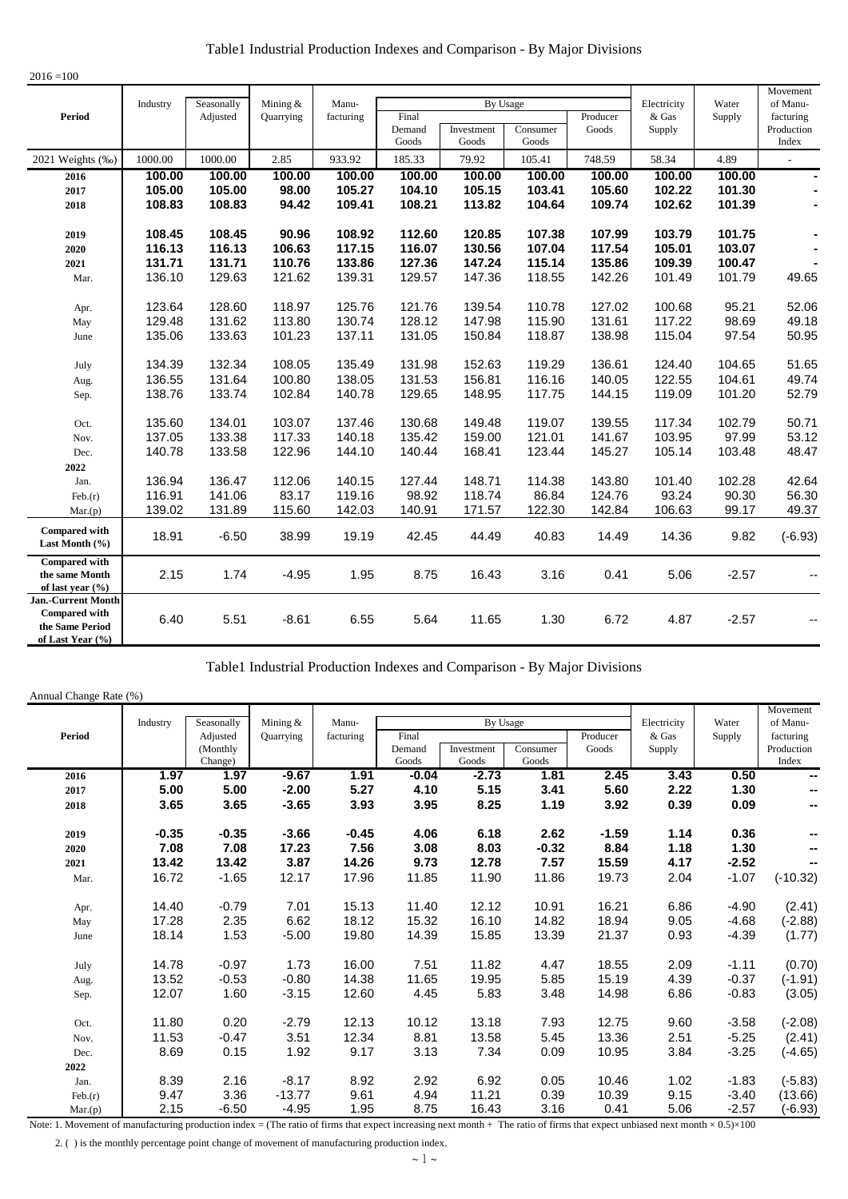## Table1 Industrial Production Indexes and Comparison - By Major Divisions

2016 =100

| Period | Industry | Seasonally Adjusted | Mining & Quarrying | Manu- facturing | By Usage | | | | Electricity & Gas Supply | Water Supply | Movement of Manu- facturing Production Index |
|---|---|---|---|---|---|---|---|---|---|---|---|
| | | | | | Final Demand Goods | Investment Goods | Consumer Goods | Producer Goods | | | |
| 2021 Weights (‰) | 1000.00 | 1000.00 | 2.85 | 933.92 | 185.33 | 79.92 | 105.41 | 748.59 | 58.34 | 4.89 | - |
| **2016** | **100.00** | **100.00** | **100.00** | **100.00** | **100.00** | **100.00** | **100.00** | **100.00** | **100.00** | **100.00** | **-** |
| **2017** | **105.00** | **105.00** | **98.00** | **105.27** | **104.10** | **105.15** | **103.41** | **105.60** | **102.22** | **101.30** | **-** |
| **2018** | **108.83** | **108.83** | **94.42** | **109.41** | **108.21** | **113.82** | **104.64** | **109.74** | **102.62** | **101.39** | **-** |
| **2019** | **108.45** | **108.45** | **90.96** | **108.92** | **112.60** | **120.85** | **107.38** | **107.99** | **103.79** | **101.75** | **-** |
| **2020** | **116.13** | **116.13** | **106.63** | **117.15** | **116.07** | **130.56** | **107.04** | **117.54** | **105.01** | **103.07** | **-** |
| **2021** | **131.71** | **131.71** | **110.76** | **133.86** | **127.36** | **147.24** | **115.14** | **135.86** | **109.39** | **100.47** | **-** |
| Mar. | 136.10 | 129.63 | 121.62 | 139.31 | 129.57 | 147.36 | 118.55 | 142.26 | 101.49 | 101.79 | 49.65 |
| Apr. | 123.64 | 128.60 | 118.97 | 125.76 | 121.76 | 139.54 | 110.78 | 127.02 | 100.68 | 95.21 | 52.06 |
| May | 129.48 | 131.62 | 113.80 | 130.74 | 128.12 | 147.98 | 115.90 | 131.61 | 117.22 | 98.69 | 49.18 |
| June | 135.06 | 133.63 | 101.23 | 137.11 | 131.05 | 150.84 | 118.87 | 138.98 | 115.04 | 97.54 | 50.95 |
| July | 134.39 | 132.34 | 108.05 | 135.49 | 131.98 | 152.63 | 119.29 | 136.61 | 124.40 | 104.65 | 51.65 |
| Aug. | 136.55 | 131.64 | 100.80 | 138.05 | 131.53 | 156.81 | 116.16 | 140.05 | 122.55 | 104.61 | 49.74 |
| Sep. | 138.76 | 133.74 | 102.84 | 140.78 | 129.65 | 148.95 | 117.75 | 144.15 | 119.09 | 101.20 | 52.79 |
| Oct. | 135.60 | 134.01 | 103.07 | 137.46 | 130.68 | 149.48 | 119.07 | 139.55 | 117.34 | 102.79 | 50.71 |
| Nov. | 137.05 | 133.38 | 117.33 | 140.18 | 135.42 | 159.00 | 121.01 | 141.67 | 103.95 | 97.99 | 53.12 |
| Dec. | 140.78 | 133.58 | 122.96 | 144.10 | 140.44 | 168.41 | 123.44 | 145.27 | 105.14 | 103.48 | 48.47 |
| **2022** | | | | | | | | | | | |
| Jan. | 136.94 | 136.47 | 112.06 | 140.15 | 127.44 | 148.71 | 114.38 | 143.80 | 101.40 | 102.28 | 42.64 |
| Feb.(r) | 116.91 | 141.06 | 83.17 | 119.16 | 98.92 | 118.74 | 86.84 | 124.76 | 93.24 | 90.30 | 56.30 |
| Mar.(p) | 139.02 | 131.89 | 115.60 | 142.03 | 140.91 | 171.57 | 122.30 | 142.84 | 106.63 | 99.17 | 49.37 |
| **Compared with Last Month (%)** | 18.91 | -6.50 | 38.99 | 19.19 | 42.45 | 44.49 | 40.83 | 14.49 | 14.36 | 9.82 | (-6.93) |
| **Compared with the same Month of last year (%)** | 2.15 | 1.74 | -4.95 | 1.95 | 8.75 | 16.43 | 3.16 | 0.41 | 5.06 | -2.57 | -- |
| **Jan.-Current Month Compared with the Same Period of Last Year (%)** | 6.40 | 5.51 | -8.61 | 6.55 | 5.64 | 11.65 | 1.30 | 6.72 | 4.87 | -2.57 | -- |

## Table1 Industrial Production Indexes and Comparison - By Major Divisions

Annual Change Rate (%)

| Period | Industry | Seasonally Adjusted (Monthly Change) | Mining & Quarrying | Manu- facturing | By Usage | | | | Electricity & Gas Supply | Water Supply | Movement of Manu- facturing Production Index |
|---|---|---|---|---|---|---|---|---|---|---|---|
| | | | | | Final Demand Goods | Investment Goods | Consumer Goods | Producer Goods | | | |
| **2016** | **1.97** | **1.97** | **-9.67** | **1.91** | **-0.04** | **-2.73** | **1.81** | **2.45** | **3.43** | **0.50** | **--** |
| **2017** | **5.00** | **5.00** | **-2.00** | **5.27** | **4.10** | **5.15** | **3.41** | **5.60** | **2.22** | **1.30** | **--** |
| **2018** | **3.65** | **3.65** | **-3.65** | **3.93** | **3.95** | **8.25** | **1.19** | **3.92** | **0.39** | **0.09** | **--** |
| **2019** | **-0.35** | **-0.35** | **-3.66** | **-0.45** | **4.06** | **6.18** | **2.62** | **-1.59** | **1.14** | **0.36** | **--** |
| **2020** | **7.08** | **7.08** | **17.23** | **7.56** | **3.08** | **8.03** | **-0.32** | **8.84** | **1.18** | **1.30** | **--** |
| **2021** | **13.42** | **13.42** | **3.87** | **14.26** | **9.73** | **12.78** | **7.57** | **15.59** | **4.17** | **-2.52** | **--** |
| Mar. | 16.72 | -1.65 | 12.17 | 17.96 | 11.85 | 11.90 | 11.86 | 19.73 | 2.04 | -1.07 | (-10.32) |
| Apr. | 14.40 | -0.79 | 7.01 | 15.13 | 11.40 | 12.12 | 10.91 | 16.21 | 6.86 | -4.90 | (2.41) |
| May | 17.28 | 2.35 | 6.62 | 18.12 | 15.32 | 16.10 | 14.82 | 18.94 | 9.05 | -4.68 | (-2.88) |
| June | 18.14 | 1.53 | -5.00 | 19.80 | 14.39 | 15.85 | 13.39 | 21.37 | 0.93 | -4.39 | (1.77) |
| July | 14.78 | -0.97 | 1.73 | 16.00 | 7.51 | 11.82 | 4.47 | 18.55 | 2.09 | -1.11 | (0.70) |
| Aug. | 13.52 | -0.53 | -0.80 | 14.38 | 11.65 | 19.95 | 5.85 | 15.19 | 4.39 | -0.37 | (-1.91) |
| Sep. | 12.07 | 1.60 | -3.15 | 12.60 | 4.45 | 5.83 | 3.48 | 14.98 | 6.86 | -0.83 | (3.05) |
| Oct. | 11.80 | 0.20 | -2.79 | 12.13 | 10.12 | 13.18 | 7.93 | 12.75 | 9.60 | -3.58 | (-2.08) |
| Nov. | 11.53 | -0.47 | 3.51 | 12.34 | 8.81 | 13.58 | 5.45 | 13.36 | 2.51 | -5.25 | (2.41) |
| Dec. | 8.69 | 0.15 | 1.92 | 9.17 | 3.13 | 7.34 | 0.09 | 10.95 | 3.84 | -3.25 | (-4.65) |
| **2022** | | | | | | | | | | | |
| Jan. | 8.39 | 2.16 | -8.17 | 8.92 | 2.92 | 6.92 | 0.05 | 10.46 | 1.02 | -1.83 | (-5.83) |
| Feb.(r) | 9.47 | 3.36 | -13.77 | 9.61 | 4.94 | 11.21 | 0.39 | 10.39 | 9.15 | -3.40 | (13.66) |
| Mar.(p) | 2.15 | -6.50 | -4.95 | 1.95 | 8.75 | 16.43 | 3.16 | 0.41 | 5.06 | -2.57 | (-6.93) |

Note: 1. Movement of manufacturing production index = (The ratio of firms that expect increasing next month + The ratio of firms that expect unbiased next month × 0.5)×100

2. ( ) is the monthly percentage point change of movement of manufacturing production index.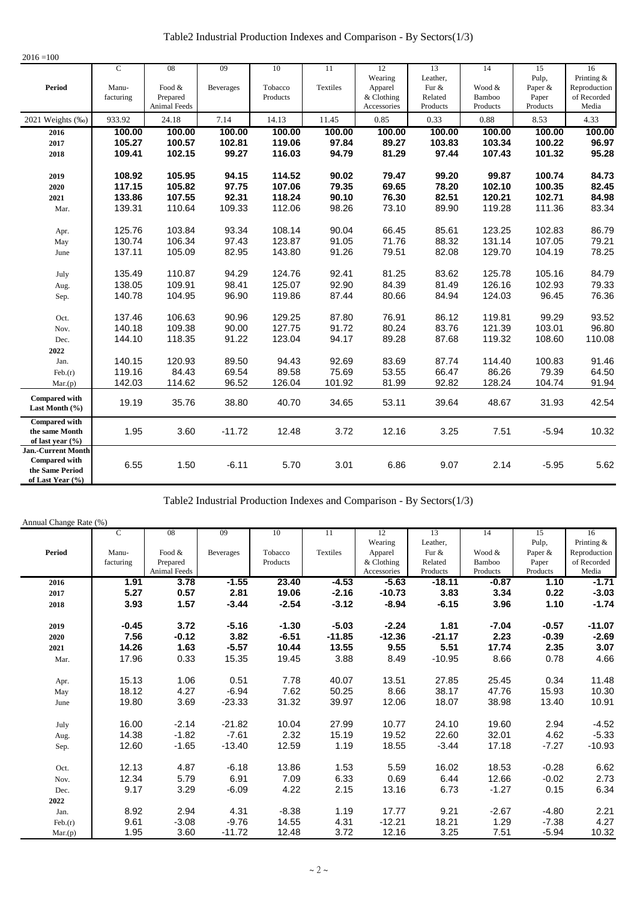## Table2 Industrial Production Indexes and Comparison - By Sectors(1/3)

2016 =100

| Period | C Manu-facturing | 08 Food & Prepared Animal Feeds | 09 Beverages | 10 Tobacco Products | 11 Textiles | 12 Wearing Apparel & Clothing Accessories | 13 Leather, Fur & Related Products | 14 Wood & Bamboo Products | 15 Pulp, Paper & Paper Products | 16 Printing & Reproduction of Recorded Media |
|---|---|---|---|---|---|---|---|---|---|---|
| 2021 Weights (‰) | 933.92 | 24.18 | 7.14 | 14.13 | 11.45 | 0.85 | 0.33 | 0.88 | 8.53 | 4.33 |
| **2016** | **100.00** | **100.00** | **100.00** | **100.00** | **100.00** | **100.00** | **100.00** | **100.00** | **100.00** | **100.00** |
| **2017** | **105.27** | **100.57** | **102.81** | **119.06** | **97.84** | **89.27** | **103.83** | **103.34** | **100.22** | **96.97** |
| **2018** | **109.41** | **102.15** | **99.27** | **116.03** | **94.79** | **81.29** | **97.44** | **107.43** | **101.32** | **95.28** |
| **2019** | **108.92** | **105.95** | **94.15** | **114.52** | **90.02** | **79.47** | **99.20** | **99.87** | **100.74** | **84.73** |
| **2020** | **117.15** | **105.82** | **97.75** | **107.06** | **79.35** | **69.65** | **78.20** | **102.10** | **100.35** | **82.45** |
| **2021** | **133.86** | **107.55** | **92.31** | **118.24** | **90.10** | **76.30** | **82.51** | **120.21** | **102.71** | **84.98** |
| Mar. | 139.31 | 110.64 | 109.33 | 112.06 | 98.26 | 73.10 | 89.90 | 119.28 | 111.36 | 83.34 |
| Apr. | 125.76 | 103.84 | 93.34 | 108.14 | 90.04 | 66.45 | 85.61 | 123.25 | 102.83 | 86.79 |
| May | 130.74 | 106.34 | 97.43 | 123.87 | 91.05 | 71.76 | 88.32 | 131.14 | 107.05 | 79.21 |
| June | 137.11 | 105.09 | 82.95 | 143.80 | 91.26 | 79.51 | 82.08 | 129.70 | 104.19 | 78.25 |
| July | 135.49 | 110.87 | 94.29 | 124.76 | 92.41 | 81.25 | 83.62 | 125.78 | 105.16 | 84.79 |
| Aug. | 138.05 | 109.91 | 98.41 | 125.07 | 92.90 | 84.39 | 81.49 | 126.16 | 102.93 | 79.33 |
| Sep. | 140.78 | 104.95 | 96.90 | 119.86 | 87.44 | 80.66 | 84.94 | 124.03 | 96.45 | 76.36 |
| Oct. | 137.46 | 106.63 | 90.96 | 129.25 | 87.80 | 76.91 | 86.12 | 119.81 | 99.29 | 93.52 |
| Nov. | 140.18 | 109.38 | 90.00 | 127.75 | 91.72 | 80.24 | 83.76 | 121.39 | 103.01 | 96.80 |
| Dec. | 144.10 | 118.35 | 91.22 | 123.04 | 94.17 | 89.28 | 87.68 | 119.32 | 108.60 | 110.08 |
| **2022** | | | | | | | | | | |
| Jan. | 140.15 | 120.93 | 89.50 | 94.43 | 92.69 | 83.69 | 87.74 | 114.40 | 100.83 | 91.46 |
| Feb.(r) | 119.16 | 84.43 | 69.54 | 89.58 | 75.69 | 53.55 | 66.47 | 86.26 | 79.39 | 64.50 |
| Mar.(p) | 142.03 | 114.62 | 96.52 | 126.04 | 101.92 | 81.99 | 92.82 | 128.24 | 104.74 | 91.94 |
| **Compared with Last Month (%)** | 19.19 | 35.76 | 38.80 | 40.70 | 34.65 | 53.11 | 39.64 | 48.67 | 31.93 | 42.54 |
| **Compared with the same Month of last year (%)** | 1.95 | 3.60 | -11.72 | 12.48 | 3.72 | 12.16 | 3.25 | 7.51 | -5.94 | 10.32 |
| **Jan.-Current Month Compared with the Same Period of Last Year (%)** | 6.55 | 1.50 | -6.11 | 5.70 | 3.01 | 6.86 | 9.07 | 2.14 | -5.95 | 5.62 |

## Table2 Industrial Production Indexes and Comparison - By Sectors(1/3)

Annual Change Rate (%)

| Period | C Manu-facturing | 08 Food & Prepared Animal Feeds | 09 Beverages | 10 Tobacco Products | 11 Textiles | 12 Wearing Apparel & Clothing Accessories | 13 Leather, Fur & Related Products | 14 Wood & Bamboo Products | 15 Pulp, Paper & Paper Products | 16 Printing & Reproduction of Recorded Media |
|---|---|---|---|---|---|---|---|---|---|---|
| **2016** | **1.91** | **3.78** | **-1.55** | **23.40** | **-4.53** | **-5.63** | **-18.11** | **-0.87** | **1.10** | **-1.71** |
| **2017** | **5.27** | **0.57** | **2.81** | **19.06** | **-2.16** | **-10.73** | **3.83** | **3.34** | **0.22** | **-3.03** |
| **2018** | **3.93** | **1.57** | **-3.44** | **-2.54** | **-3.12** | **-8.94** | **-6.15** | **3.96** | **1.10** | **-1.74** |
| **2019** | **-0.45** | **3.72** | **-5.16** | **-1.30** | **-5.03** | **-2.24** | **1.81** | **-7.04** | **-0.57** | **-11.07** |
| **2020** | **7.56** | **-0.12** | **3.82** | **-6.51** | **-11.85** | **-12.36** | **-21.17** | **2.23** | **-0.39** | **-2.69** |
| **2021** | **14.26** | **1.63** | **-5.57** | **10.44** | **13.55** | **9.55** | **5.51** | **17.74** | **2.35** | **3.07** |
| Mar. | 17.96 | 0.33 | 15.35 | 19.45 | 3.88 | 8.49 | -10.95 | 8.66 | 0.78 | 4.66 |
| Apr. | 15.13 | 1.06 | 0.51 | 7.78 | 40.07 | 13.51 | 27.85 | 25.45 | 0.34 | 11.48 |
| May | 18.12 | 4.27 | -6.94 | 7.62 | 50.25 | 8.66 | 38.17 | 47.76 | 15.93 | 10.30 |
| June | 19.80 | 3.69 | -23.33 | 31.32 | 39.97 | 12.06 | 18.07 | 38.98 | 13.40 | 10.91 |
| July | 16.00 | -2.14 | -21.82 | 10.04 | 27.99 | 10.77 | 24.10 | 19.60 | 2.94 | -4.52 |
| Aug. | 14.38 | -1.82 | -7.61 | 2.32 | 15.19 | 19.52 | 22.60 | 32.01 | 4.62 | -5.33 |
| Sep. | 12.60 | -1.65 | -13.40 | 12.59 | 1.19 | 18.55 | -3.44 | 17.18 | -7.27 | -10.93 |
| Oct. | 12.13 | 4.87 | -6.18 | 13.86 | 1.53 | 5.59 | 16.02 | 18.53 | -0.28 | 6.62 |
| Nov. | 12.34 | 5.79 | 6.91 | 7.09 | 6.33 | 0.69 | 6.44 | 12.66 | -0.02 | 2.73 |
| Dec. | 9.17 | 3.29 | -6.09 | 4.22 | 2.15 | 13.16 | 6.73 | -1.27 | 0.15 | 6.34 |
| **2022** | | | | | | | | | | |
| Jan. | 8.92 | 2.94 | 4.31 | -8.38 | 1.19 | 17.77 | 9.21 | -2.67 | -4.80 | 2.21 |
| Feb.(r) | 9.61 | -3.08 | -9.76 | 14.55 | 4.31 | -12.21 | 18.21 | 1.29 | -7.38 | 4.27 |
| Mar.(p) | 1.95 | 3.60 | -11.72 | 12.48 | 3.72 | 12.16 | 3.25 | 7.51 | -5.94 | 10.32 |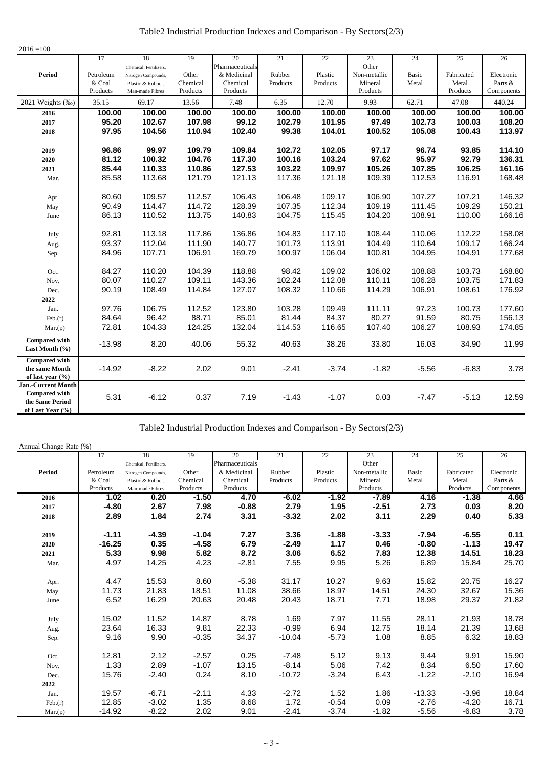## Table2 Industrial Production Indexes and Comparison - By Sectors(2/3)

2016 =100

| Period | 17 Petroleum & Coal Products | 18 Chemical, Fertilizers, Nitrogen Compounds, Plastic & Rubber, Man-made Fibres | 19 Other Chemical Products | 20 Pharmaceuticals & Medicinal Chemical Products | 21 Rubber Products | 22 Plastic Products | 23 Other Non-metallic Mineral Products | 24 Basic Metal | 25 Fabricated Metal Products | 26 Electronic Parts & Components |
|---|---|---|---|---|---|---|---|---|---|---|
| 2021 Weights (‰) | 35.15 | 69.17 | 13.56 | 7.48 | 6.35 | 12.70 | 9.93 | 62.71 | 47.08 | 440.24 |
| **2016** | **100.00** | **100.00** | **100.00** | **100.00** | **100.00** | **100.00** | **100.00** | **100.00** | **100.00** | **100.00** |
| **2017** | **95.20** | **102.67** | **107.98** | **99.12** | **102.79** | **101.95** | **97.49** | **102.73** | **100.03** | **108.20** |
| **2018** | **97.95** | **104.56** | **110.94** | **102.40** | **99.38** | **104.01** | **100.52** | **105.08** | **100.43** | **113.97** |
| **2019** | **96.86** | **99.97** | **109.79** | **109.84** | **102.72** | **102.05** | **97.17** | **96.74** | **93.85** | **114.10** |
| **2020** | **81.12** | **100.32** | **104.76** | **117.30** | **100.16** | **103.24** | **97.62** | **95.97** | **92.79** | **136.31** |
| **2021** | **85.44** | **110.33** | **110.86** | **127.53** | **103.22** | **109.97** | **105.26** | **107.85** | **106.25** | **161.16** |
| Mar. | 85.58 | 113.68 | 121.79 | 121.13 | 117.36 | 121.18 | 109.39 | 112.53 | 116.91 | 168.48 |
| Apr. | 80.60 | 109.57 | 112.57 | 106.43 | 106.48 | 109.17 | 106.90 | 107.27 | 107.21 | 146.32 |
| May | 90.49 | 114.47 | 114.72 | 128.39 | 107.35 | 112.34 | 109.19 | 111.45 | 109.29 | 150.21 |
| June | 86.13 | 110.52 | 113.75 | 140.83 | 104.75 | 115.45 | 104.20 | 108.91 | 110.00 | 166.16 |
| July | 92.81 | 113.18 | 117.86 | 136.86 | 104.83 | 117.10 | 108.44 | 110.06 | 112.22 | 158.08 |
| Aug. | 93.37 | 112.04 | 111.90 | 140.77 | 101.73 | 113.91 | 104.49 | 110.64 | 109.17 | 166.24 |
| Sep. | 84.96 | 107.71 | 106.91 | 169.79 | 100.97 | 106.04 | 100.81 | 104.95 | 104.91 | 177.68 |
| Oct. | 84.27 | 110.20 | 104.39 | 118.88 | 98.42 | 109.02 | 106.02 | 108.88 | 103.73 | 168.80 |
| Nov. | 80.07 | 110.27 | 109.11 | 143.36 | 102.24 | 112.08 | 110.11 | 106.28 | 103.75 | 171.83 |
| Dec. | 90.19 | 108.49 | 114.84 | 127.07 | 108.32 | 110.66 | 114.29 | 106.91 | 108.61 | 176.92 |
| **2022** | | | | | | | | | | |
| Jan. | 97.76 | 106.75 | 112.52 | 123.80 | 103.28 | 109.49 | 111.11 | 97.23 | 100.73 | 177.60 |
| Feb.(r) | 84.64 | 96.42 | 88.71 | 85.01 | 81.44 | 84.37 | 80.27 | 91.59 | 80.75 | 156.13 |
| Mar.(p) | 72.81 | 104.33 | 124.25 | 132.04 | 114.53 | 116.65 | 107.40 | 106.27 | 108.93 | 174.85 |
| **Compared with Last Month (%)** | -13.98 | 8.20 | 40.06 | 55.32 | 40.63 | 38.26 | 33.80 | 16.03 | 34.90 | 11.99 |
| **Compared with the same Month of last year (%)** | -14.92 | -8.22 | 2.02 | 9.01 | -2.41 | -3.74 | -1.82 | -5.56 | -6.83 | 3.78 |
| **Jan.-Current Month Compared with the Same Period of Last Year (%)** | 5.31 | -6.12 | 0.37 | 7.19 | -1.43 | -1.07 | 0.03 | -7.47 | -5.13 | 12.59 |

## Table2 Industrial Production Indexes and Comparison - By Sectors(2/3)

Annual Change Rate (%)

| Period | 17 Petroleum & Coal Products | 18 Chemical, Fertilizers, Nitrogen Compounds, Plastic & Rubber, Man-made Fibres | 19 Other Chemical Products | 20 Pharmaceuticals & Medicinal Chemical Products | 21 Rubber Products | 22 Plastic Products | 23 Other Non-metallic Mineral Products | 24 Basic Metal | 25 Fabricated Metal Products | 26 Electronic Parts & Components |
|---|---|---|---|---|---|---|---|---|---|---|
| **2016** | **1.02** | **0.20** | **-1.50** | **4.70** | **-6.02** | **-1.92** | **-7.89** | **4.16** | **-1.38** | **4.66** |
| **2017** | **-4.80** | **2.67** | **7.98** | **-0.88** | **2.79** | **1.95** | **-2.51** | **2.73** | **0.03** | **8.20** |
| **2018** | **2.89** | **1.84** | **2.74** | **3.31** | **-3.32** | **2.02** | **3.11** | **2.29** | **0.40** | **5.33** |
| **2019** | **-1.11** | **-4.39** | **-1.04** | **7.27** | **3.36** | **-1.88** | **-3.33** | **-7.94** | **-6.55** | **0.11** |
| **2020** | **-16.25** | **0.35** | **-4.58** | **6.79** | **-2.49** | **1.17** | **0.46** | **-0.80** | **-1.13** | **19.47** |
| **2021** | **5.33** | **9.98** | **5.82** | **8.72** | **3.06** | **6.52** | **7.83** | **12.38** | **14.51** | **18.23** |
| Mar. | 4.97 | 14.25 | 4.23 | -2.81 | 7.55 | 9.95 | 5.26 | 6.89 | 15.84 | 25.70 |
| Apr. | 4.47 | 15.53 | 8.60 | -5.38 | 31.17 | 10.27 | 9.63 | 15.82 | 20.75 | 16.27 |
| May | 11.73 | 21.83 | 18.51 | 11.08 | 38.66 | 18.97 | 14.51 | 24.30 | 32.67 | 15.36 |
| June | 6.52 | 16.29 | 20.63 | 20.48 | 20.43 | 18.71 | 7.71 | 18.98 | 29.37 | 21.82 |
| July | 15.02 | 11.52 | 14.87 | 8.78 | 1.69 | 7.97 | 11.55 | 28.11 | 21.93 | 18.78 |
| Aug. | 23.64 | 16.33 | 9.81 | 22.33 | -0.99 | 6.94 | 12.75 | 18.14 | 21.39 | 13.68 |
| Sep. | 9.16 | 9.90 | -0.35 | 34.37 | -10.04 | -5.73 | 1.08 | 8.85 | 6.32 | 18.83 |
| Oct. | 12.81 | 2.12 | -2.57 | 0.25 | -7.48 | 5.12 | 9.13 | 9.44 | 9.91 | 15.90 |
| Nov. | 1.33 | 2.89 | -1.07 | 13.15 | -8.14 | 5.06 | 7.42 | 8.34 | 6.50 | 17.60 |
| Dec. | 15.76 | -2.40 | 0.24 | 8.10 | -10.72 | -3.24 | 6.43 | -1.22 | -2.10 | 16.94 |
| **2022** | | | | | | | | | | |
| Jan. | 19.57 | -6.71 | -2.11 | 4.33 | -2.72 | 1.52 | 1.86 | -13.33 | -3.96 | 18.84 |
| Feb.(r) | 12.85 | -3.02 | 1.35 | 8.68 | 1.72 | -0.54 | 0.09 | -2.76 | -4.20 | 16.71 |
| Mar.(p) | -14.92 | -8.22 | 2.02 | 9.01 | -2.41 | -3.74 | -1.82 | -5.56 | -6.83 | 3.78 |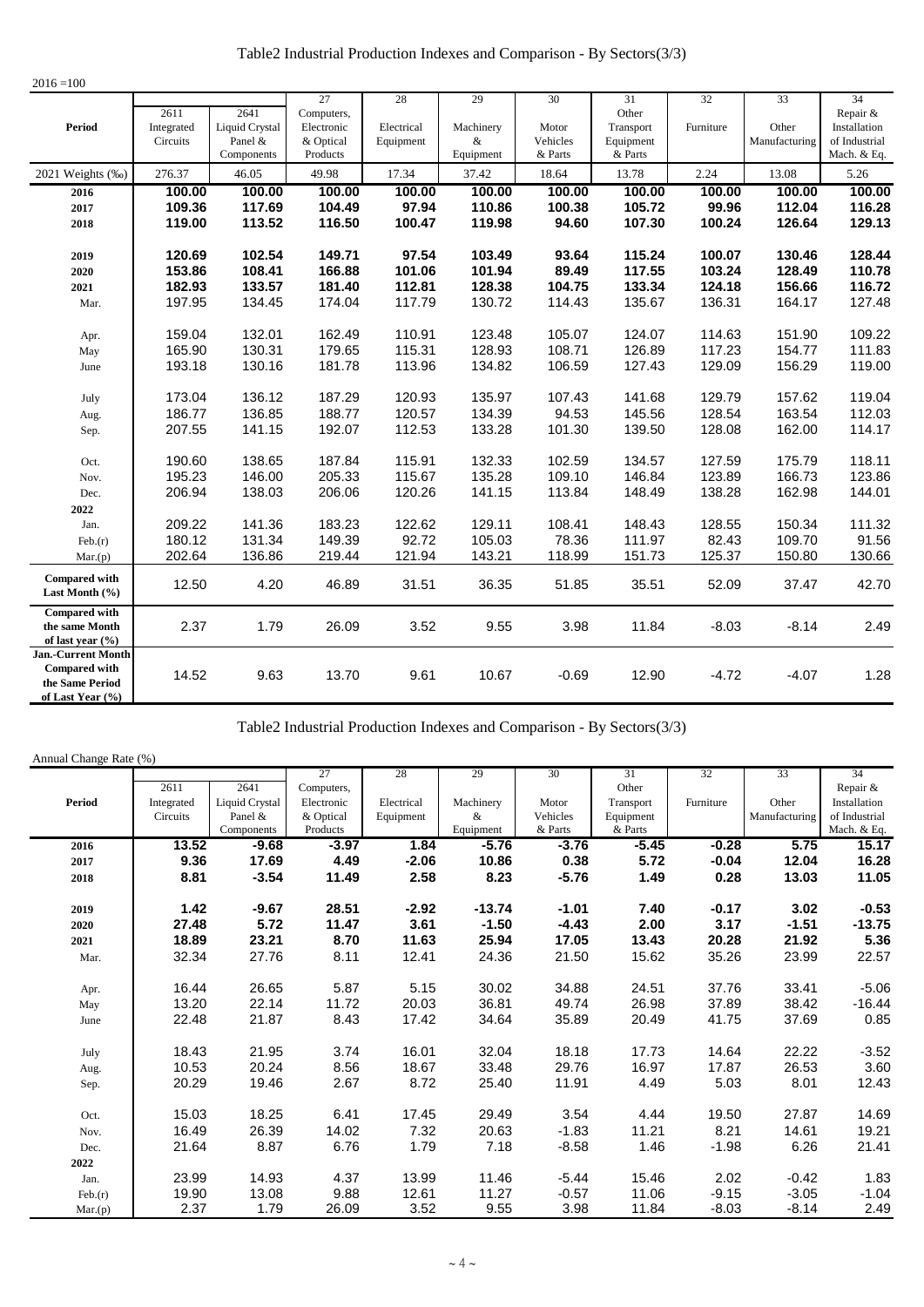## Table2 Industrial Production Indexes and Comparison - By Sectors(3/3)

2016 =100

| Period | 2611 Integrated Circuits | 2641 Liquid Crystal Panel & Components | 27 Computers, Electronic & Optical Products | 28 Electrical Equipment | 29 Machinery & Equipment | 30 Motor Vehicles & Parts | 31 Other Transport Equipment & Parts | 32 Furniture | 33 Other Manufacturing | 34 Repair & Installation of Industrial Mach. & Eq. |
|---|---|---|---|---|---|---|---|---|---|---|
| 2021 Weights (‰) | 276.37 | 46.05 | 49.98 | 17.34 | 37.42 | 18.64 | 13.78 | 2.24 | 13.08 | 5.26 |
| **2016** | **100.00** | **100.00** | **100.00** | **100.00** | **100.00** | **100.00** | **100.00** | **100.00** | **100.00** | **100.00** |
| **2017** | **109.36** | **117.69** | **104.49** | **97.94** | **110.86** | **100.38** | **105.72** | **99.96** | **112.04** | **116.28** |
| **2018** | **119.00** | **113.52** | **116.50** | **100.47** | **119.98** | **94.60** | **107.30** | **100.24** | **126.64** | **129.13** |
| **2019** | **120.69** | **102.54** | **149.71** | **97.54** | **103.49** | **93.64** | **115.24** | **100.07** | **130.46** | **128.44** |
| **2020** | **153.86** | **108.41** | **166.88** | **101.06** | **101.94** | **89.49** | **117.55** | **103.24** | **128.49** | **110.78** |
| **2021** | **182.93** | **133.57** | **181.40** | **112.81** | **128.38** | **104.75** | **133.34** | **124.18** | **156.66** | **116.72** |
| Mar. | 197.95 | 134.45 | 174.04 | 117.79 | 130.72 | 114.43 | 135.67 | 136.31 | 164.17 | 127.48 |
| Apr. | 159.04 | 132.01 | 162.49 | 110.91 | 123.48 | 105.07 | 124.07 | 114.63 | 151.90 | 109.22 |
| May | 165.90 | 130.31 | 179.65 | 115.31 | 128.93 | 108.71 | 126.89 | 117.23 | 154.77 | 111.83 |
| June | 193.18 | 130.16 | 181.78 | 113.96 | 134.82 | 106.59 | 127.43 | 129.09 | 156.29 | 119.00 |
| July | 173.04 | 136.12 | 187.29 | 120.93 | 135.97 | 107.43 | 141.68 | 129.79 | 157.62 | 119.04 |
| Aug. | 186.77 | 136.85 | 188.77 | 120.57 | 134.39 | 94.53 | 145.56 | 128.54 | 163.54 | 112.03 |
| Sep. | 207.55 | 141.15 | 192.07 | 112.53 | 133.28 | 101.30 | 139.50 | 128.08 | 162.00 | 114.17 |
| Oct. | 190.60 | 138.65 | 187.84 | 115.91 | 132.33 | 102.59 | 134.57 | 127.59 | 175.79 | 118.11 |
| Nov. | 195.23 | 146.00 | 205.33 | 115.67 | 135.28 | 109.10 | 146.84 | 123.89 | 166.73 | 123.86 |
| Dec. | 206.94 | 138.03 | 206.06 | 120.26 | 141.15 | 113.84 | 148.49 | 138.28 | 162.98 | 144.01 |
| **2022** | | | | | | | | | | |
| Jan. | 209.22 | 141.36 | 183.23 | 122.62 | 129.11 | 108.41 | 148.43 | 128.55 | 150.34 | 111.32 |
| Feb.(r) | 180.12 | 131.34 | 149.39 | 92.72 | 105.03 | 78.36 | 111.97 | 82.43 | 109.70 | 91.56 |
| Mar.(p) | 202.64 | 136.86 | 219.44 | 121.94 | 143.21 | 118.99 | 151.73 | 125.37 | 150.80 | 130.66 |
| **Compared with Last Month (%)** | 12.50 | 4.20 | 46.89 | 31.51 | 36.35 | 51.85 | 35.51 | 52.09 | 37.47 | 42.70 |
| **Compared with the same Month of last year (%)** | 2.37 | 1.79 | 26.09 | 3.52 | 9.55 | 3.98 | 11.84 | -8.03 | -8.14 | 2.49 |
| **Jan.-Current Month Compared with the Same Period of Last Year (%)** | 14.52 | 9.63 | 13.70 | 9.61 | 10.67 | -0.69 | 12.90 | -4.72 | -4.07 | 1.28 |

## Table2 Industrial Production Indexes and Comparison - By Sectors(3/3)

Annual Change Rate (%)

| Period | 2611 Integrated Circuits | 2641 Liquid Crystal Panel & Components | 27 Computers, Electronic & Optical Products | 28 Electrical Equipment | 29 Machinery & Equipment | 30 Motor Vehicles & Parts | 31 Other Transport Equipment & Parts | 32 Furniture | 33 Other Manufacturing | 34 Repair & Installation of Industrial Mach. & Eq. |
|---|---|---|---|---|---|---|---|---|---|---|
| **2016** | **13.52** | **-9.68** | **-3.97** | **1.84** | **-5.76** | **-3.76** | **-5.45** | **-0.28** | **5.75** | **15.17** |
| **2017** | **9.36** | **17.69** | **4.49** | **-2.06** | **10.86** | **0.38** | **5.72** | **-0.04** | **12.04** | **16.28** |
| **2018** | **8.81** | **-3.54** | **11.49** | **2.58** | **8.23** | **-5.76** | **1.49** | **0.28** | **13.03** | **11.05** |
| **2019** | **1.42** | **-9.67** | **28.51** | **-2.92** | **-13.74** | **-1.01** | **7.40** | **-0.17** | **3.02** | **-0.53** |
| **2020** | **27.48** | **5.72** | **11.47** | **3.61** | **-1.50** | **-4.43** | **2.00** | **3.17** | **-1.51** | **-13.75** |
| **2021** | **18.89** | **23.21** | **8.70** | **11.63** | **25.94** | **17.05** | **13.43** | **20.28** | **21.92** | **5.36** |
| Mar. | 32.34 | 27.76 | 8.11 | 12.41 | 24.36 | 21.50 | 15.62 | 35.26 | 23.99 | 22.57 |
| Apr. | 16.44 | 26.65 | 5.87 | 5.15 | 30.02 | 34.88 | 24.51 | 37.76 | 33.41 | -5.06 |
| May | 13.20 | 22.14 | 11.72 | 20.03 | 36.81 | 49.74 | 26.98 | 37.89 | 38.42 | -16.44 |
| June | 22.48 | 21.87 | 8.43 | 17.42 | 34.64 | 35.89 | 20.49 | 41.75 | 37.69 | 0.85 |
| July | 18.43 | 21.95 | 3.74 | 16.01 | 32.04 | 18.18 | 17.73 | 14.64 | 22.22 | -3.52 |
| Aug. | 10.53 | 20.24 | 8.56 | 18.67 | 33.48 | 29.76 | 16.97 | 17.87 | 26.53 | 3.60 |
| Sep. | 20.29 | 19.46 | 2.67 | 8.72 | 25.40 | 11.91 | 4.49 | 5.03 | 8.01 | 12.43 |
| Oct. | 15.03 | 18.25 | 6.41 | 17.45 | 29.49 | 3.54 | 4.44 | 19.50 | 27.87 | 14.69 |
| Nov. | 16.49 | 26.39 | 14.02 | 7.32 | 20.63 | -1.83 | 11.21 | 8.21 | 14.61 | 19.21 |
| Dec. | 21.64 | 8.87 | 6.76 | 1.79 | 7.18 | -8.58 | 1.46 | -1.98 | 6.26 | 21.41 |
| **2022** | | | | | | | | | | |
| Jan. | 23.99 | 14.93 | 4.37 | 13.99 | 11.46 | -5.44 | 15.46 | 2.02 | -0.42 | 1.83 |
| Feb.(r) | 19.90 | 13.08 | 9.88 | 12.61 | 11.27 | -0.57 | 11.06 | -9.15 | -3.05 | -1.04 |
| Mar.(p) | 2.37 | 1.79 | 26.09 | 3.52 | 9.55 | 3.98 | 11.84 | -8.03 | -8.14 | 2.49 |